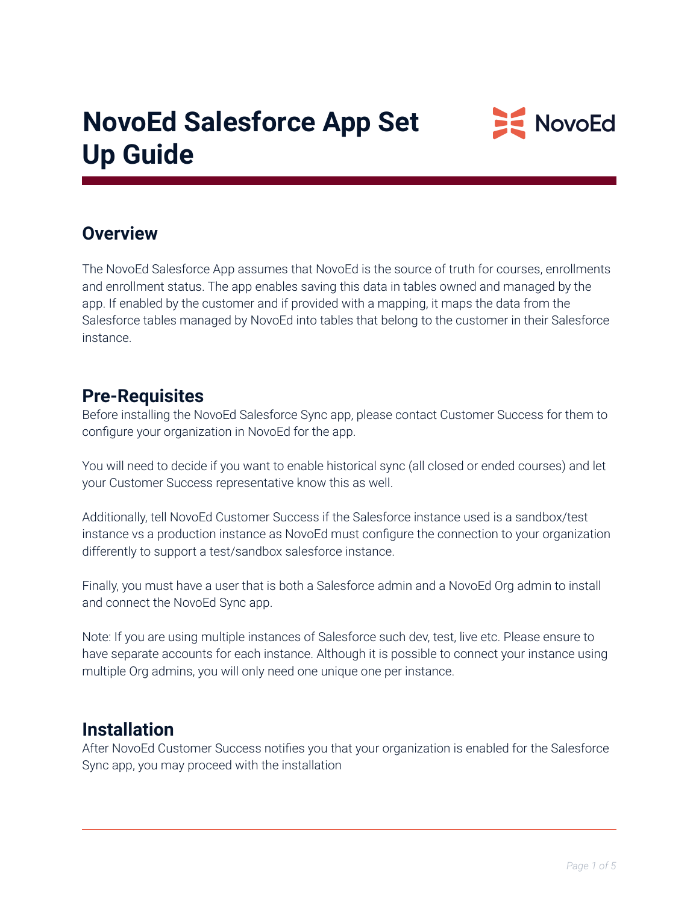# NovoEd Salesforce App Set Up Guide

## Overview

The NovoEd Salesforce App assumes that NovoEd is the source of truth for courses, enrollments and enrollment status. The app enables saving this data in tables owned and managed by the app. If enabled by the customer and if provided with a mapping, it maps the data from the Salesforce tables managed by NovoEd into tables that belong to the customer in their Salesforce instance.

## Pre-Requisites

Before installing the NovoEd Salesforce Sync app, please contact Customer Success for them to configure your organization in NovoEd for the app.

You will need to decide if you want to enable historical sync (all closed or ended courses) and let your Customer Success representative know this as well.

Additionally, tell NovoEd Customer Success if the Salesforce instance used is a sandbox/test instance vs a production instance as NovoEd must configure the connection to your organization differently to support a test/sandbox salesforce instance.

Finally, you must have a user that is both a Salesforce admin and a NovoEd Org admin to install and connect the NovoEd Sync app.

Note: If you are using multiple instances of Salesforce such dev, test, live etc. Please ensure to have separate accounts for each instance. Although it is possible to connect your instance using multiple Org admins, you will only need one unique one per instance.

## Installation

After NovoEd Customer Success notifies you that your organization is enabled for the Salesforce Sync app, you may proceed with the installation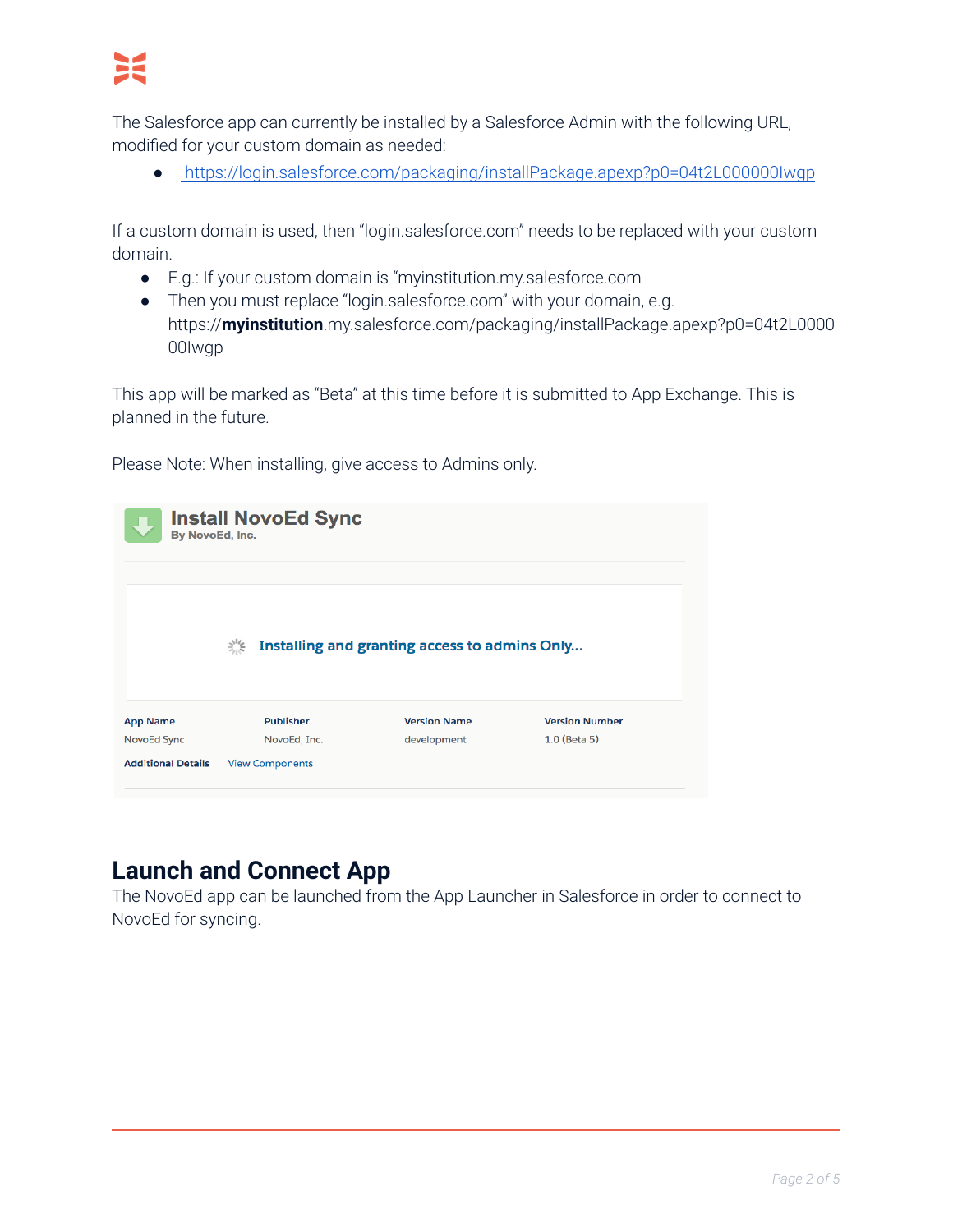The Salesforce app can currently be installed by a Salesforce Admin with the following URL, modified for your custom domain as needed:

- [https://login.salesforce.com/packaging/installPackage.apexp?p0=04t2L000000Iwgp](https://login.salesforce.com/packaging/installPackage.apexp?p0=04t2L000000Iwgp)

If a custom domain is used, then "login.salesforce.com" needs to be replaced with your custom domain.

- E.g.: If your custom domain is "myinstitution.my.salesforce.com
- Then you must replace "login.salesforce.com" with your domain, e.g. https://**myinstitution**.my.salesforce.com/packaging/installPackage.apexp?p0=04t2L000000Iwgp

This app will be marked as "Beta" at this time before it is submitted to App Exchange. This is planned in the future.

Please Note: When installing, give access to Admins only.

**Install NovoEd Sync**
By NovoEd, Inc.

Installing and granting access to admins Only...

| App Name | Publisher | Version Name | Version Number |
| --- | --- | --- | --- |
| NovoEd Sync | NovoEd, Inc. | development | 1.0 (Beta 5) |

**Additional Details** View Components

## Launch and Connect App

The NovoEd app can be launched from the App Launcher in Salesforce in order to connect to NovoEd for syncing.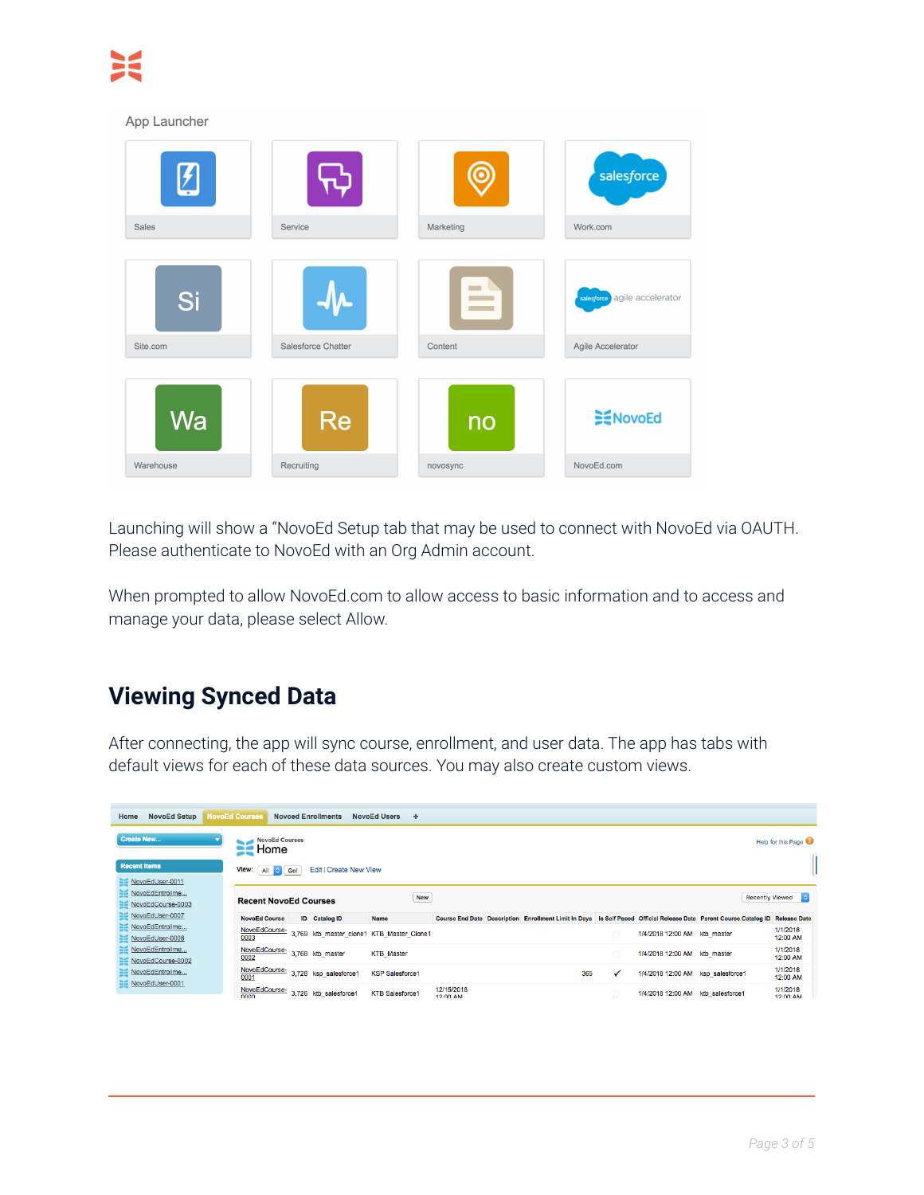Launching will show a "NovoEd Setup tab that may be used to connect with NovoEd via OAUTH. Please authenticate to NovoEd with an Org Admin account.

When prompted to allow NovoEd.com to allow access to basic information and to access and manage your data, please select Allow.

## Viewing Synced Data

After connecting, the app will sync course, enrollment, and user data. The app has tabs with default views for each of these data sources. You may also create custom views.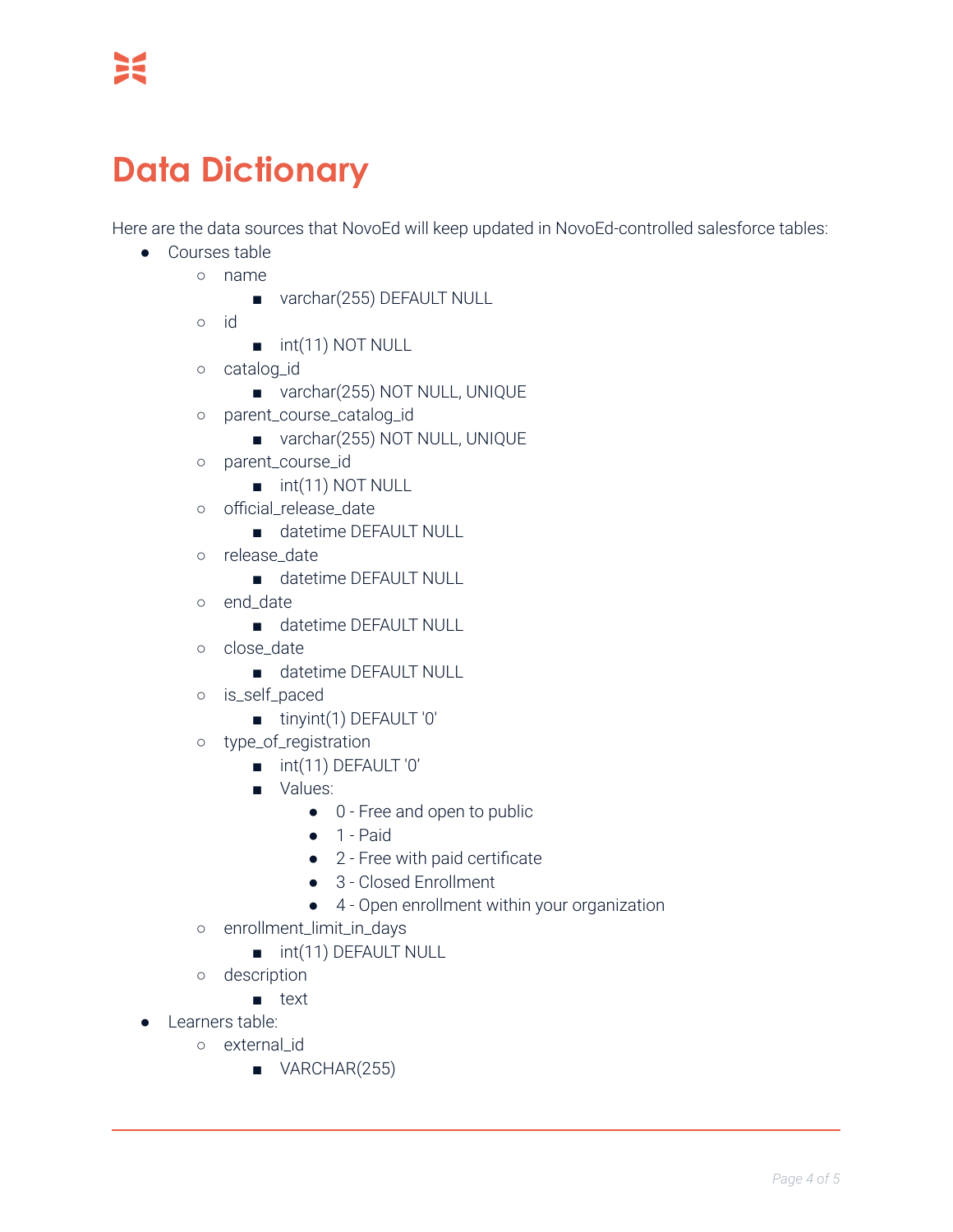# Data Dictionary

Here are the data sources that NovoEd will keep updated in NovoEd-controlled salesforce tables:

- Courses table
  - name
    - varchar(255) DEFAULT NULL
  - id
    - int(11) NOT NULL
  - catalog_id
    - varchar(255) NOT NULL, UNIQUE
  - parent_course_catalog_id
    - varchar(255) NOT NULL, UNIQUE
  - parent_course_id
    - int(11) NOT NULL
  - official_release_date
    - datetime DEFAULT NULL
  - release_date
    - datetime DEFAULT NULL
  - end_date
    - datetime DEFAULT NULL
  - close_date
    - datetime DEFAULT NULL
  - is_self_paced
    - tinyint(1) DEFAULT '0'
  - type_of_registration
    - int(11) DEFAULT '0'
    - Values:
      - 0 - Free and open to public
      - 1 - Paid
      - 2 - Free with paid certificate
      - 3 - Closed Enrollment
      - 4 - Open enrollment within your organization
  - enrollment_limit_in_days
    - int(11) DEFAULT NULL
  - description
    - text
- Learners table:
  - external_id
    - VARCHAR(255)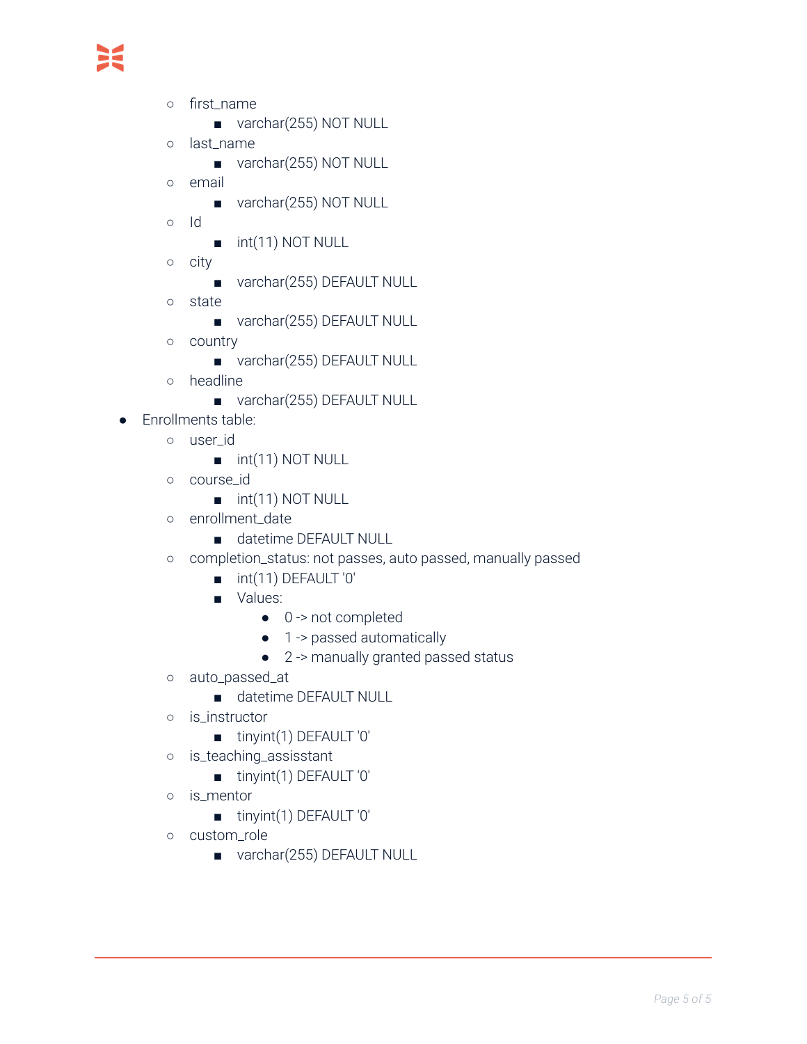- first_name
    - varchar(255) NOT NULL
  - last_name
    - varchar(255) NOT NULL
  - email
    - varchar(255) NOT NULL
  - Id
    - int(11) NOT NULL
  - city
    - varchar(255) DEFAULT NULL
  - state
    - varchar(255) DEFAULT NULL
  - country
    - varchar(255) DEFAULT NULL
  - headline
    - varchar(255) DEFAULT NULL
- Enrollments table:
  - user_id
    - int(11) NOT NULL
  - course_id
    - int(11) NOT NULL
  - enrollment_date
    - datetime DEFAULT NULL
  - completion_status: not passes, auto passed, manually passed
    - int(11) DEFAULT '0'
    - Values:
      - 0 -> not completed
      - 1 -> passed automatically
      - 2 -> manually granted passed status
  - auto_passed_at
    - datetime DEFAULT NULL
  - is_instructor
    - tinyint(1) DEFAULT '0'
  - is_teaching_assisstant
    - tinyint(1) DEFAULT '0'
  - is_mentor
    - tinyint(1) DEFAULT '0'
  - custom_role
    - varchar(255) DEFAULT NULL